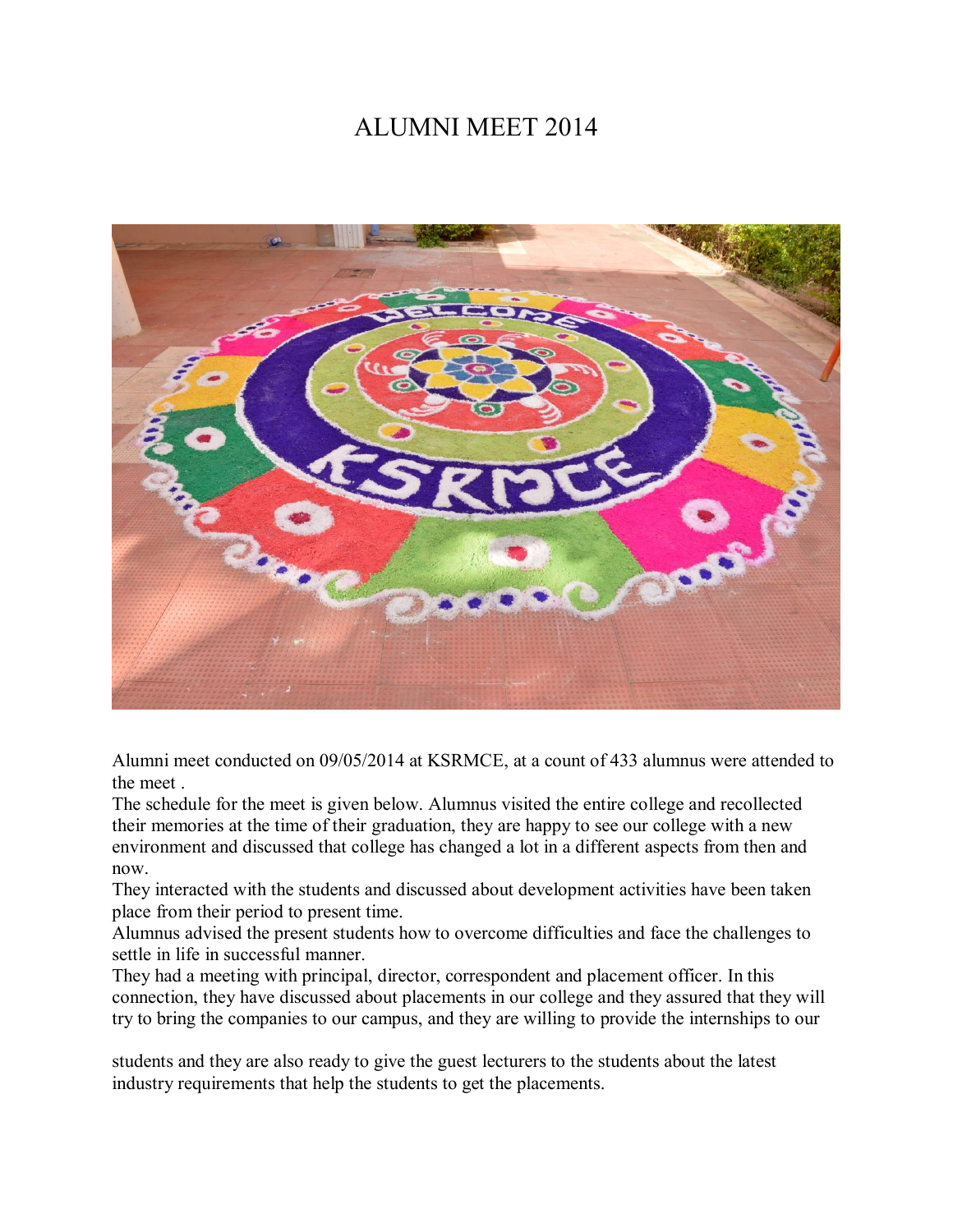# ALUMNI MEET 2014

Alumni meet conducted on 09/05/2014 at KSRMCE, at a count of 433 alumnus were attended to the meet .

The schedule for the meet is given below. Alumnus visited the entire college and recollected their memories at the time of their graduation, they are happy to see our college with a new environment and discussed that college has changed a lot in a different aspects from then and now.

They interacted with the students and discussed about development activities have been taken place from their period to present time.

Alumnus advised the present students how to overcome difficulties and face the challenges to settle in life in successful manner.

They had a meeting with principal, director, correspondent and placement officer. In this connection, they have discussed about placements in our college and they assured that they will try to bring the companies to our campus, and they are willing to provide the internships to our students and they are also ready to give the guest lecturers to the students about the latest industry requirements that help the students to get the placements.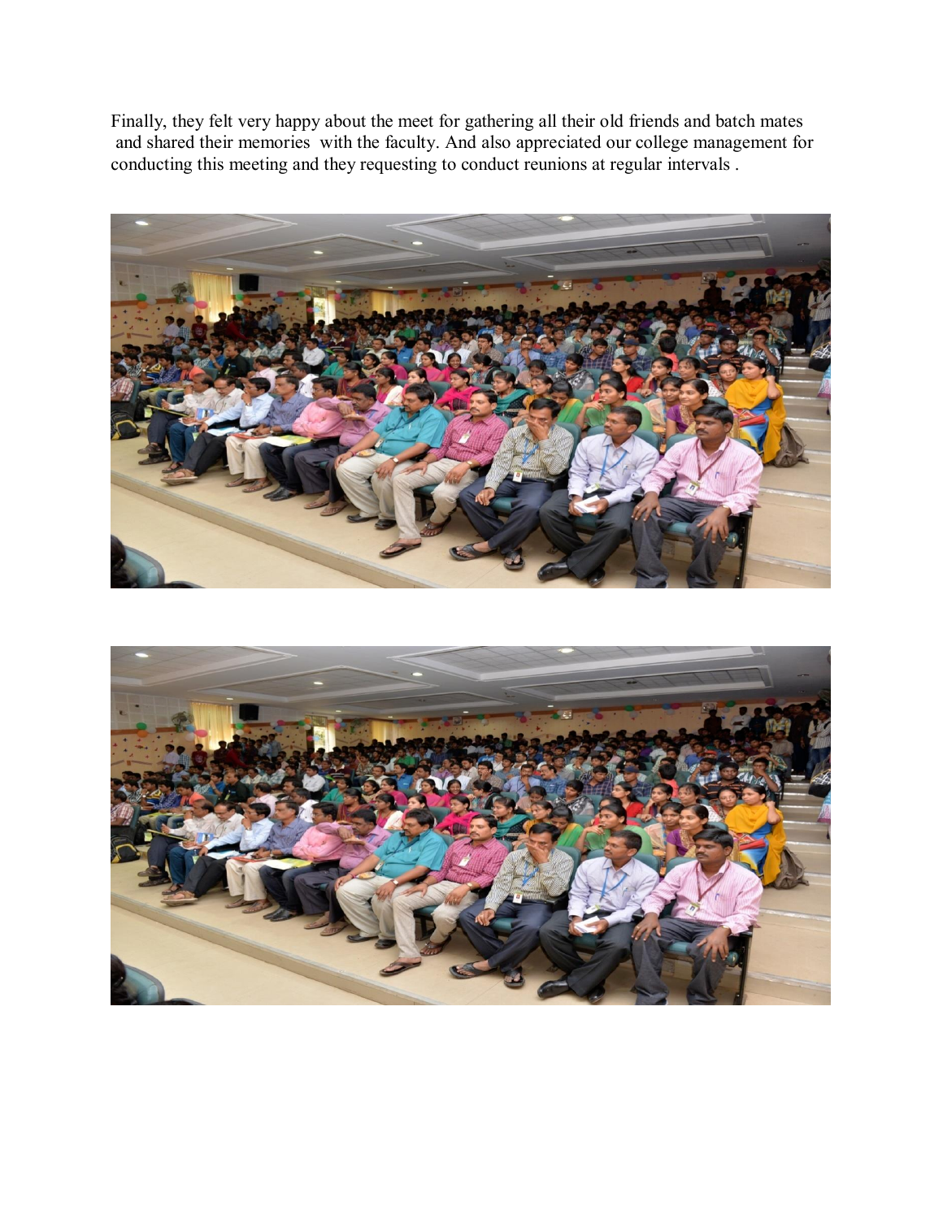Finally, they felt very happy about the meet for gathering all their old friends and batch mates and shared their memories with the faculty. And also appreciated our college management for conducting this meeting and they requesting to conduct reunions at regular intervals .